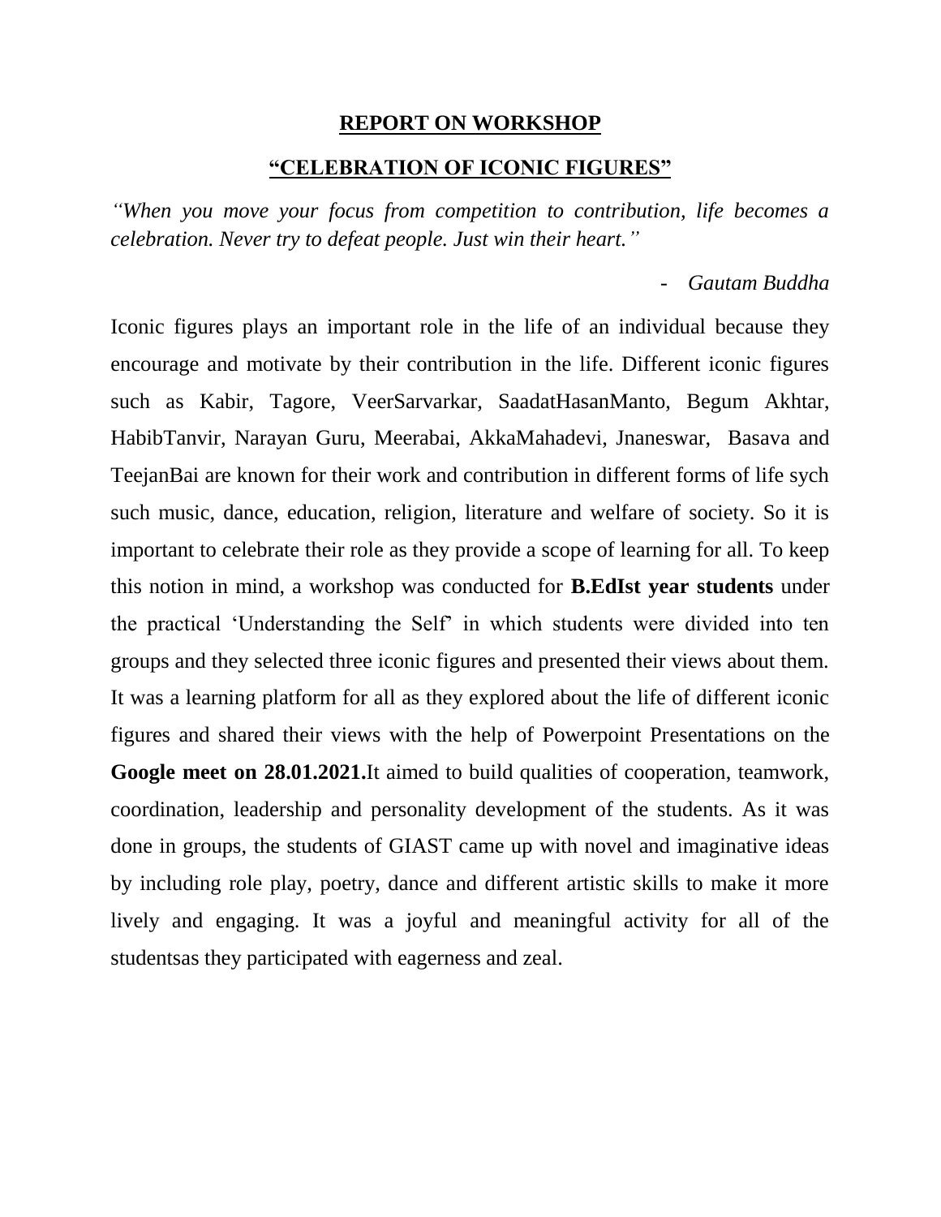## REPORT ON WORKSHOP

## "CELEBRATION OF ICONIC FIGURES"

*"When you move your focus from competition to contribution, life becomes a celebration. Never try to defeat people. Just win their heart."*

- *Gautam Buddha*

Iconic figures plays an important role in the life of an individual because they encourage and motivate by their contribution in the life. Different iconic figures such as Kabir, Tagore, VeerSarvarkar, SaadatHasanManto, Begum Akhtar, HabibTanvir, Narayan Guru, Meerabai, AkkaMahadevi, Jnaneswar, Basava and TeejanBai are known for their work and contribution in different forms of life sych such music, dance, education, religion, literature and welfare of society. So it is important to celebrate their role as they provide a scope of learning for all. To keep this notion in mind, a workshop was conducted for **B.EdIst year students** under the practical 'Understanding the Self' in which students were divided into ten groups and they selected three iconic figures and presented their views about them. It was a learning platform for all as they explored about the life of different iconic figures and shared their views with the help of Powerpoint Presentations on the **Google meet on 28.01.2021.**It aimed to build qualities of cooperation, teamwork, coordination, leadership and personality development of the students. As it was done in groups, the students of GIAST came up with novel and imaginative ideas by including role play, poetry, dance and different artistic skills to make it more lively and engaging. It was a joyful and meaningful activity for all of the studentsas they participated with eagerness and zeal.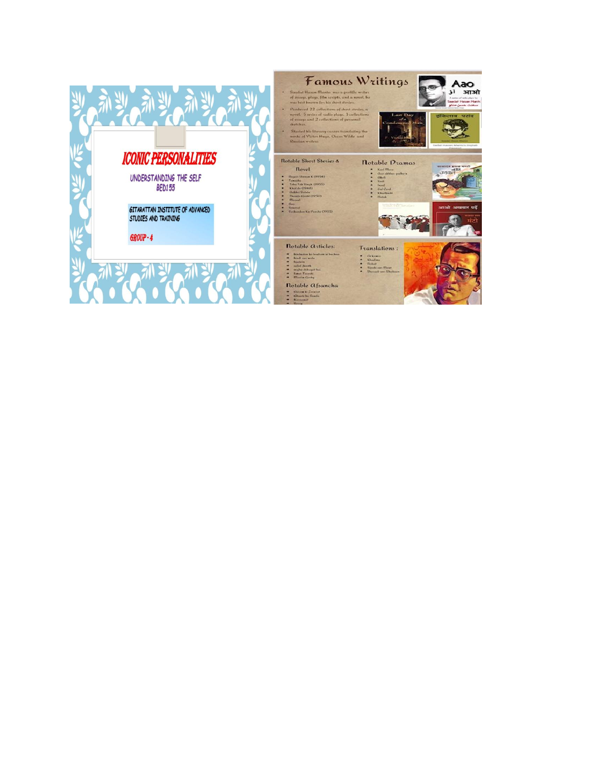# ICONIC PERSONALITIES

UNDERSTANDING THE SELF
BED155

GITARATTAN INSTITUTE OF ADVANCED STUDIES AND TRAINING

GROUP - 4

## Famous Writings

- Saadat Hasan Manto was a prolific writer of essays, plays, film scripts, and a novel, he was best known for his short stories.
- Produced 22 collections of short stories, a novel, 5 series of radio plays, 3 collections of essays and 2 collections of personal sketches.
- Started his literary career translating the works of Victor Hugo, Oscar Wilde and Russian writers.

Aao
آؤ आओ
A series of radio plays by Saadat Hasan Manto

Last Day of a Condemned Man
Victor Hugo

इंकिलाब पसंद
Saadat Hasan Manto's (Inqilab)

## Notable Short Stories & Novel

- Bagair Unwan k (1954)
- Tamasha
- Toba Tek Singh (1955)
- Khol do (1948)
- Gulabi Salabe
- Thanda Gosht (1950)
- Mozael
- Bu
- Siyah
- Yazid Ke Parde (1955)

## Notable Dramas

- Karl Marx
- Aao akhbar padhe
- Ghalib
- Saali
- Insaf
- Eid Card
- Khudkushi
- Hatak

आओ अखबार पढ़ें
मंटो

## Notable Articles:

- Hindustan ko leedron se bachao
- Hindi aur urdu
- Bazdeed
- safed jhooth
- mujhe shikayat hai
- Baari Sahib
- Maxim Gorky

## Translations :

- Ai kaash
- Khudkusi
- Risbat
- Sipahi aur Maut
- Sharab aur Shabaab

## Notable Afsancha

- Khwab ki Zeenat
- Khwab ka Souda
- Karamat
- Saza